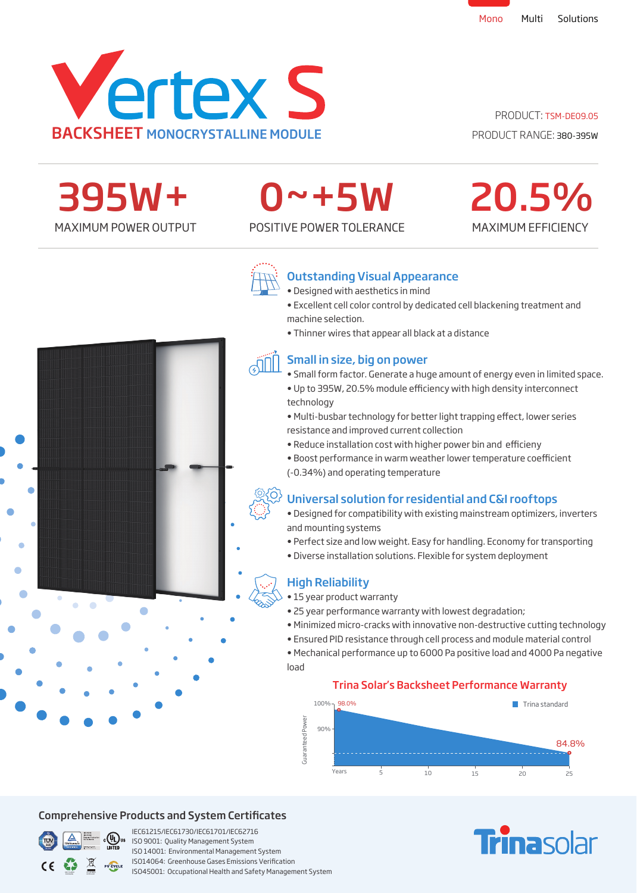Mono Multi Solutions

# Vertex S

## BACKSHEET MONOCRYSTALLINE MODULE

PRODUCT: TSM-DE09.05

PRODUCT RANGE: 380-395W

| 395W+ | 0~+5W | 20.5% |
|---|---|---|
| MAXIMUM POWER OUTPUT | POSITIVE POWER TOLERANCE | MAXIMUM EFFICIENCY |

### Outstanding Visual Appearance

- Designed with aesthetics in mind
- Excellent cell color control by dedicated cell blackening treatment and machine selection.
- Thinner wires that appear all black at a distance

### Small in size, big on power

- Small form factor. Generate a huge amount of energy even in limited space.
- Up to 395W, 20.5% module efficiency with high density interconnect technology
- Multi-busbar technology for better light trapping effect, lower series resistance and improved current collection
- Reduce installation cost with higher power bin and efficieny
- Boost performance in warm weather lower temperature coefficient (-0.34%) and operating temperature

### Universal solution for residential and C&I rooftops

- Designed for compatibility with existing mainstream optimizers, inverters and mounting systems
- Perfect size and low weight. Easy for handling. Economy for transporting
- Diverse installation solutions. Flexible for system deployment

### High Reliability

- 15 year product warranty
- 25 year performance warranty with lowest degradation;
- Minimized micro-cracks with innovative non-destructive cutting technology
- Ensured PID resistance through cell process and module material control
- Mechanical performance up to 6000 Pa positive load and 4000 Pa negative load

### Trina Solar's Backsheet Performance Warranty

Guaranteed Power: 100%, 90%; Years: 5, 10, 15, 20, 25

Trina standard: 98.0% (year 1) to 84.8% (year 25)

## Comprehensive Products and System Certificates

IEC61215/IEC61730/IEC61701/IEC62716

ISO 9001: Quality Management System

ISO 14001: Environmental Management System

ISO14064: Greenhouse Gases Emissions Verification

ISO45001: Occupational Health and Safety Management System

Trinasolar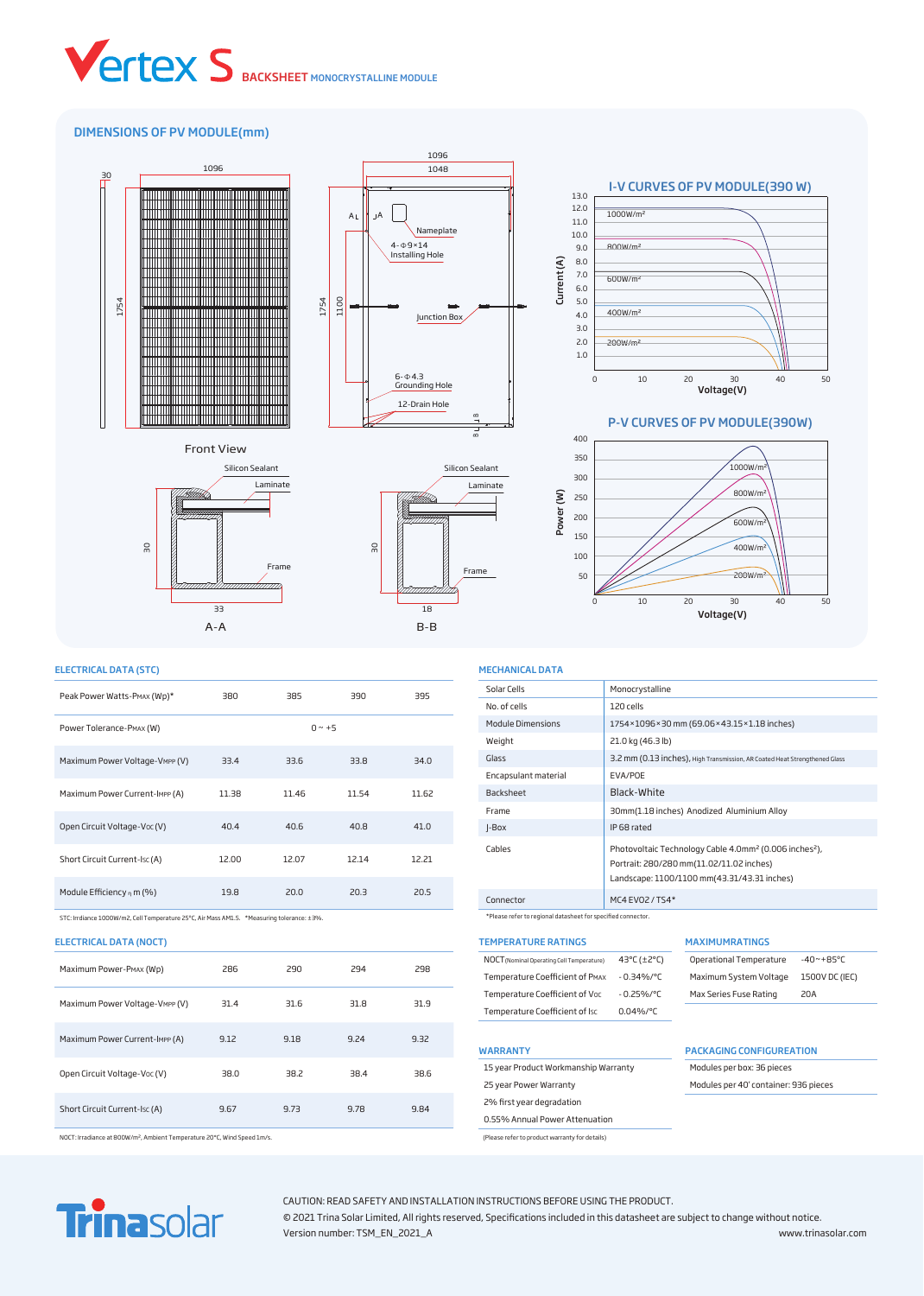# Vertex S BACKSHEET MONOCRYSTALLINE MODULE

## DIMENSIONS OF PV MODULE(mm)

30
1096
1754
Front View

1096
1048
A A
Nameplate
4-Φ9×14
Installing Hole
1754
1100
Junction Box
6-Φ4.3
Grounding Hole
12-Drain Hole
B B

Silicon Sealant
Laminate
Frame
30
33
A-A

Silicon Sealant
Laminate
Frame
30
18
B-B

### I-V CURVES OF PV MODULE(390 W)

Current(A)
13.0
12.0
11.0
10.0
9.0
8.0
7.0
6.0
5.0
4.0
3.0
2.0
1.0
0
1000W/m²
800W/m²
600W/m²
400W/m²
200W/m²
0 10 20 30 40 50
Voltage(V)

### P-V CURVES OF PV MODULE(390W)

Power (W)
400
350
300
250
200
150
100
50
0
1000W/m²
800W/m²
600W/m²
400W/m²
200W/m²
0 10 20 30 40 50
Voltage(V)

## ELECTRICAL DATA (STC)

| | | | | |
|---|---|---|---|---|
| Peak Power Watts-$P_{MAX}$ (Wp)* | 380 | 385 | 390 | 395 |
| Power Tolerance-$P_{MAX}$ (W) | 0 ~ +5 | | | |
| Maximum Power Voltage-$V_{MPP}$ (V) | 33.4 | 33.6 | 33.8 | 34.0 |
| Maximum Power Current-$I_{MPP}$ (A) | 11.38 | 11.46 | 11.54 | 11.62 |
| Open Circuit Voltage-$V_{OC}$ (V) | 40.4 | 40.6 | 40.8 | 41.0 |
| Short Circuit Current-$I_{SC}$ (A) | 12.00 | 12.07 | 12.14 | 12.21 |
| Module Efficiency $\eta$ m (%) | 19.8 | 20.0 | 20.3 | 20.5 |

STC: Irrdiance 1000W/m2, Cell Temperature 25°C, Air Mass AM1.5. *Measuring tolerance: ±3%.

## ELECTRICAL DATA (NOCT)

| | | | | |
|---|---|---|---|---|
| Maximum Power-$P_{MAX}$ (Wp) | 286 | 290 | 294 | 298 |
| Maximum Power Voltage-$V_{MPP}$ (V) | 31.4 | 31.6 | 31.8 | 31.9 |
| Maximum Power Current-$I_{MPP}$ (A) | 9.12 | 9.18 | 9.24 | 9.32 |
| Open Circuit Voltage-$V_{OC}$ (V) | 38.0 | 38.2 | 38.4 | 38.6 |
| Short Circuit Current-$I_{SC}$ (A) | 9.67 | 9.73 | 9.78 | 9.84 |

NOCT: Irradiance at 800W/m², Ambient Temperature 20°C, Wind Speed 1m/s.

## MECHANICAL DATA

| | |
|---|---|
| Solar Cells | Monocrystalline |
| No. of cells | 120 cells |
| Module Dimensions | 1754×1096×30 mm (69.06×43.15×1.18 inches) |
| Weight | 21.0 kg (46.3 lb) |
| Glass | 3.2 mm (0.13 inches), High Transmission, AR Coated Heat Strengthened Glass |
| Encapsulant material | EVA/POE |
| Backsheet | Black-White |
| Frame | 30mm(1.18 inches) Anodized Aluminium Alloy |
| J-Box | IP 68 rated |
| Cables | Photovoltaic Technology Cable 4.0mm² (0.006 inches²), Portrait: 280/280 mm(11.02/11.02 inches) Landscape: 1100/1100 mm(43.31/43.31 inches) |
| Connector | MC4 EVO2 / TS4* |

*Please refer to regional datasheet for specified connector.

## TEMPERATURE RATINGS

| | |
|---|---|
| NOCT (Nominal Operating Cell Temperature) | 43°C (±2°C) |
| Temperature Coefficient of $P_{MAX}$ | - 0.34%/°C |
| Temperature Coefficient of $V_{OC}$ | - 0.25%/°C |
| Temperature Coefficient of $I_{SC}$ | 0.04%/°C |

## MAXIMUMRATINGS

| | |
|---|---|
| Operational Temperature | -40~+85°C |
| Maximum System Voltage | 1500V DC (IEC) |
| Max Series Fuse Rating | 20A |

## WARRANTY

15 year Product Workmanship Warranty
25 year Power Warranty
2% first year degradation
0.55% Annual Power Attenuation

(Please refer to product warranty for details)

## PACKAGING CONFIGUREATION

Modules per box: 36 pieces
Modules per 40' container: 936 pieces

Trinasolar

CAUTION: READ SAFETY AND INSTALLATION INSTRUCTIONS BEFORE USING THE PRODUCT.
© 2021 Trina Solar Limited, All rights reserved, Specifications included in this datasheet are subject to change without notice.
Version number: TSM_EN_2021_A
www.trinasolar.com